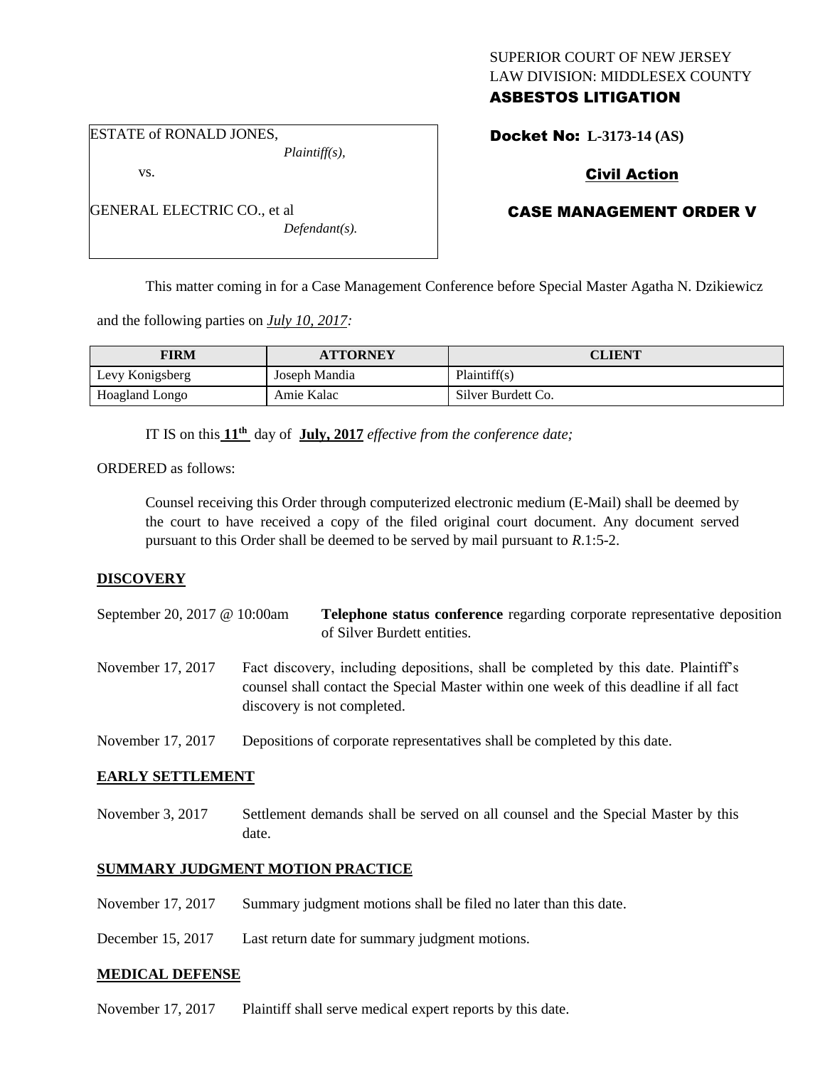SUPERIOR COURT OF NEW JERSEY
LAW DIVISION: MIDDLESEX COUNTY
**ASBESTOS LITIGATION**

ESTATE of RONALD JONES,
*Plaintiff(s),*

vs.

GENERAL ELECTRIC CO., et al
*Defendant(s).*

**Docket No: L-3173-14 (AS)**

**Civil Action**

**CASE MANAGEMENT ORDER V**

This matter coming in for a Case Management Conference before Special Master Agatha N. Dzikiewicz and the following parties on *July 10, 2017:*

| FIRM | ATTORNEY | CLIENT |
|---|---|---|
| Levy Konigsberg | Joseph Mandia | Plaintiff(s) |
| Hoagland Longo | Amie Kalac | Silver Burdett Co. |

IT IS on this **11th** day of **July, 2017** *effective from the conference date;*

ORDERED as follows:

Counsel receiving this Order through computerized electronic medium (E-Mail) shall be deemed by the court to have received a copy of the filed original court document. Any document served pursuant to this Order shall be deemed to be served by mail pursuant to *R*.1:5-2.

**DISCOVERY**

September 20, 2017 @ 10:00am — **Telephone status conference** regarding corporate representative deposition of Silver Burdett entities.

November 17, 2017 — Fact discovery, including depositions, shall be completed by this date. Plaintiff's counsel shall contact the Special Master within one week of this deadline if all fact discovery is not completed.

November 17, 2017 — Depositions of corporate representatives shall be completed by this date.

**EARLY SETTLEMENT**

November 3, 2017 — Settlement demands shall be served on all counsel and the Special Master by this date.

**SUMMARY JUDGMENT MOTION PRACTICE**

November 17, 2017 — Summary judgment motions shall be filed no later than this date.

December 15, 2017 — Last return date for summary judgment motions.

**MEDICAL DEFENSE**

November 17, 2017 — Plaintiff shall serve medical expert reports by this date.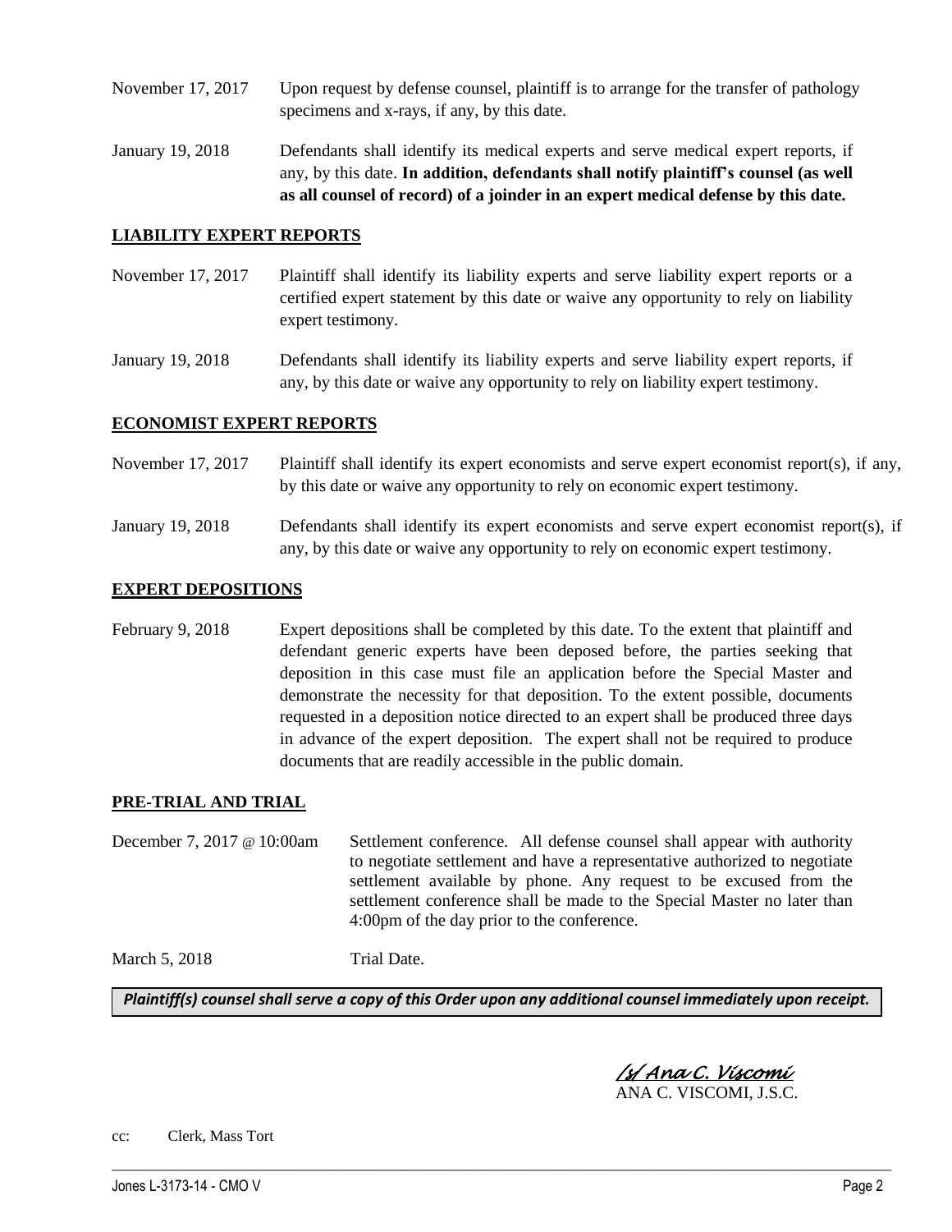| | |
|---|---|
| November 17, 2017 | Upon request by defense counsel, plaintiff is to arrange for the transfer of pathology specimens and x-rays, if any, by this date. |
| January 19, 2018 | Defendants shall identify its medical experts and serve medical expert reports, if any, by this date. **In addition, defendants shall notify plaintiff's counsel (as well as all counsel of record) of a joinder in an expert medical defense by this date.** |

## LIABILITY EXPERT REPORTS

| | |
|---|---|
| November 17, 2017 | Plaintiff shall identify its liability experts and serve liability expert reports or a certified expert statement by this date or waive any opportunity to rely on liability expert testimony. |
| January 19, 2018 | Defendants shall identify its liability experts and serve liability expert reports, if any, by this date or waive any opportunity to rely on liability expert testimony. |

## ECONOMIST EXPERT REPORTS

| | |
|---|---|
| November 17, 2017 | Plaintiff shall identify its expert economists and serve expert economist report(s), if any, by this date or waive any opportunity to rely on economic expert testimony. |
| January 19, 2018 | Defendants shall identify its expert economists and serve expert economist report(s), if any, by this date or waive any opportunity to rely on economic expert testimony. |

## EXPERT DEPOSITIONS

| | |
|---|---|
| February 9, 2018 | Expert depositions shall be completed by this date. To the extent that plaintiff and defendant generic experts have been deposed before, the parties seeking that deposition in this case must file an application before the Special Master and demonstrate the necessity for that deposition. To the extent possible, documents requested in a deposition notice directed to an expert shall be produced three days in advance of the expert deposition. The expert shall not be required to produce documents that are readily accessible in the public domain. |

## PRE-TRIAL AND TRIAL

| | |
|---|---|
| December 7, 2017 @ 10:00am | Settlement conference. All defense counsel shall appear with authority to negotiate settlement and have a representative authorized to negotiate settlement available by phone. Any request to be excused from the settlement conference shall be made to the Special Master no later than 4:00pm of the day prior to the conference. |
| March 5, 2018 | Trial Date. |

***Plaintiff(s) counsel shall serve a copy of this Order upon any additional counsel immediately upon receipt.***

*/s/ Ana C. Viscomi*
ANA C. VISCOMI, J.S.C.

cc: Clerk, Mass Tort

Jones L-3173-14 - CMO V